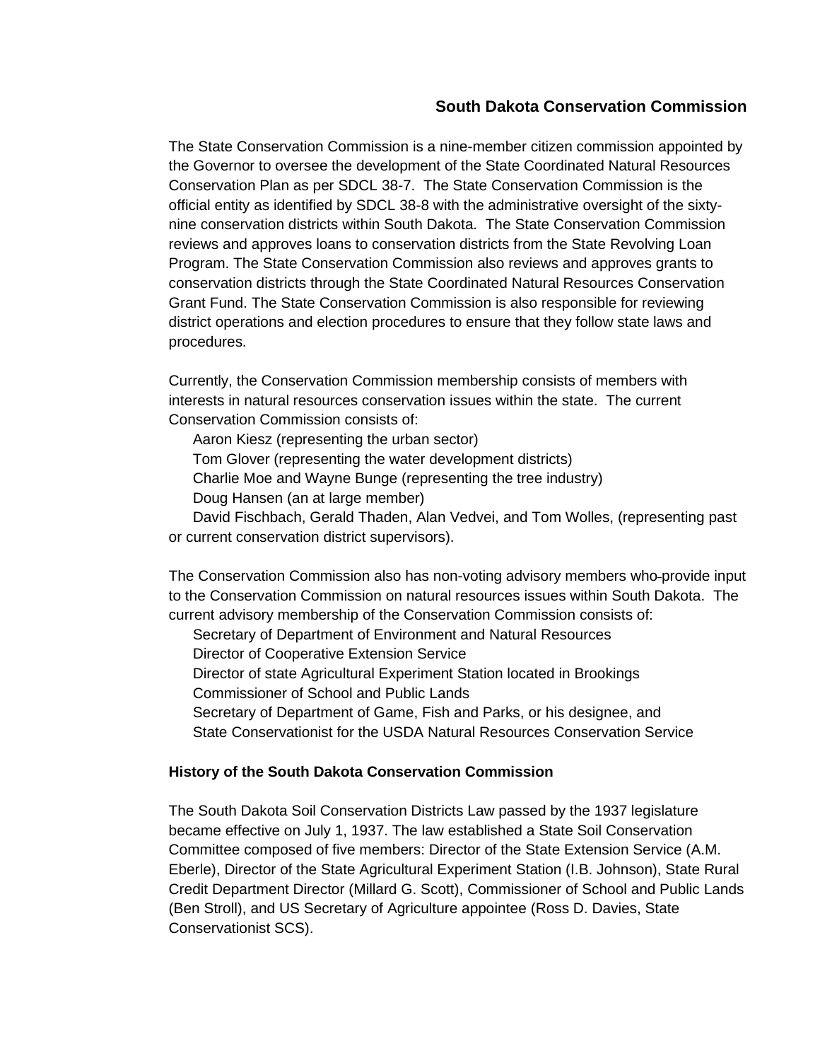# South Dakota Conservation Commission

The State Conservation Commission is a nine-member citizen commission appointed by the Governor to oversee the development of the State Coordinated Natural Resources Conservation Plan as per SDCL 38-7. The State Conservation Commission is the official entity as identified by SDCL 38-8 with the administrative oversight of the sixty-nine conservation districts within South Dakota. The State Conservation Commission reviews and approves loans to conservation districts from the State Revolving Loan Program. The State Conservation Commission also reviews and approves grants to conservation districts through the State Coordinated Natural Resources Conservation Grant Fund. The State Conservation Commission is also responsible for reviewing district operations and election procedures to ensure that they follow state laws and procedures.

Currently, the Conservation Commission membership consists of members with interests in natural resources conservation issues within the state. The current Conservation Commission consists of:

Aaron Kiesz (representing the urban sector)
Tom Glover (representing the water development districts)
Charlie Moe and Wayne Bunge (representing the tree industry)
Doug Hansen (an at large member)
David Fischbach, Gerald Thaden, Alan Vedvei, and Tom Wolles, (representing past or current conservation district supervisors).

The Conservation Commission also has non-voting advisory members who provide input to the Conservation Commission on natural resources issues within South Dakota. The current advisory membership of the Conservation Commission consists of:

Secretary of Department of Environment and Natural Resources
Director of Cooperative Extension Service
Director of state Agricultural Experiment Station located in Brookings
Commissioner of School and Public Lands
Secretary of Department of Game, Fish and Parks, or his designee, and
State Conservationist for the USDA Natural Resources Conservation Service

## History of the South Dakota Conservation Commission

The South Dakota Soil Conservation Districts Law passed by the 1937 legislature became effective on July 1, 1937. The law established a State Soil Conservation Committee composed of five members: Director of the State Extension Service (A.M. Eberle), Director of the State Agricultural Experiment Station (I.B. Johnson), State Rural Credit Department Director (Millard G. Scott), Commissioner of School and Public Lands (Ben Stroll), and US Secretary of Agriculture appointee (Ross D. Davies, State Conservationist SCS).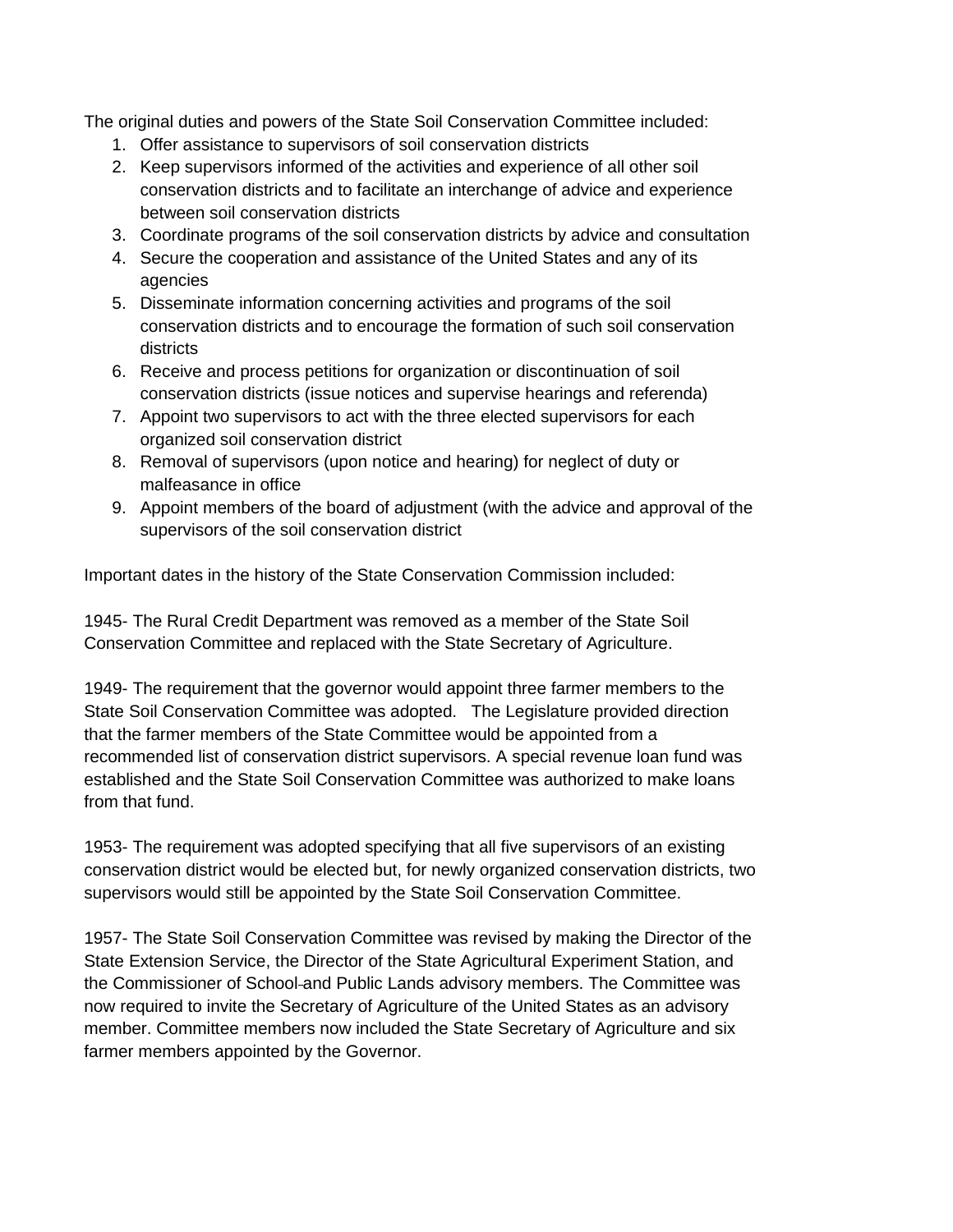The original duties and powers of the State Soil Conservation Committee included:

1. Offer assistance to supervisors of soil conservation districts
2. Keep supervisors informed of the activities and experience of all other soil conservation districts and to facilitate an interchange of advice and experience between soil conservation districts
3. Coordinate programs of the soil conservation districts by advice and consultation
4. Secure the cooperation and assistance of the United States and any of its agencies
5. Disseminate information concerning activities and programs of the soil conservation districts and to encourage the formation of such soil conservation districts
6. Receive and process petitions for organization or discontinuation of soil conservation districts (issue notices and supervise hearings and referenda)
7. Appoint two supervisors to act with the three elected supervisors for each organized soil conservation district
8. Removal of supervisors (upon notice and hearing) for neglect of duty or malfeasance in office
9. Appoint members of the board of adjustment (with the advice and approval of the supervisors of the soil conservation district

Important dates in the history of the State Conservation Commission included:

1945- The Rural Credit Department was removed as a member of the State Soil Conservation Committee and replaced with the State Secretary of Agriculture.

1949- The requirement that the governor would appoint three farmer members to the State Soil Conservation Committee was adopted. The Legislature provided direction that the farmer members of the State Committee would be appointed from a recommended list of conservation district supervisors. A special revenue loan fund was established and the State Soil Conservation Committee was authorized to make loans from that fund.

1953- The requirement was adopted specifying that all five supervisors of an existing conservation district would be elected but, for newly organized conservation districts, two supervisors would still be appointed by the State Soil Conservation Committee.

1957- The State Soil Conservation Committee was revised by making the Director of the State Extension Service, the Director of the State Agricultural Experiment Station, and the Commissioner of School and Public Lands advisory members. The Committee was now required to invite the Secretary of Agriculture of the United States as an advisory member. Committee members now included the State Secretary of Agriculture and six farmer members appointed by the Governor.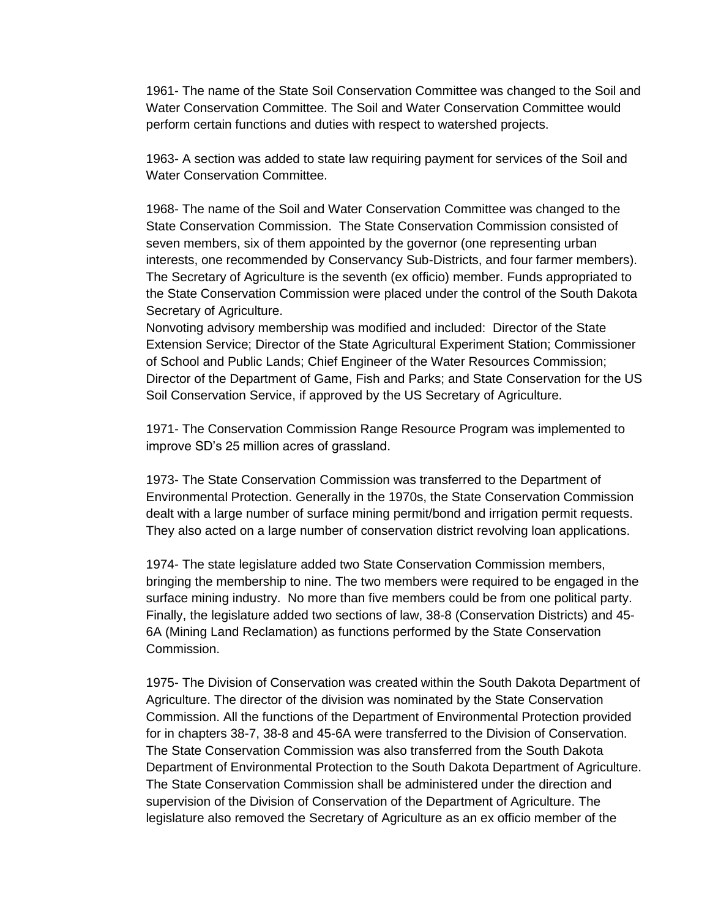1961- The name of the State Soil Conservation Committee was changed to the Soil and Water Conservation Committee. The Soil and Water Conservation Committee would perform certain functions and duties with respect to watershed projects.

1963- A section was added to state law requiring payment for services of the Soil and Water Conservation Committee.

1968- The name of the Soil and Water Conservation Committee was changed to the State Conservation Commission. The State Conservation Commission consisted of seven members, six of them appointed by the governor (one representing urban interests, one recommended by Conservancy Sub-Districts, and four farmer members). The Secretary of Agriculture is the seventh (ex officio) member. Funds appropriated to the State Conservation Commission were placed under the control of the South Dakota Secretary of Agriculture.
Nonvoting advisory membership was modified and included: Director of the State Extension Service; Director of the State Agricultural Experiment Station; Commissioner of School and Public Lands; Chief Engineer of the Water Resources Commission; Director of the Department of Game, Fish and Parks; and State Conservation for the US Soil Conservation Service, if approved by the US Secretary of Agriculture.

1971- The Conservation Commission Range Resource Program was implemented to improve SD's 25 million acres of grassland.

1973- The State Conservation Commission was transferred to the Department of Environmental Protection. Generally in the 1970s, the State Conservation Commission dealt with a large number of surface mining permit/bond and irrigation permit requests. They also acted on a large number of conservation district revolving loan applications.

1974- The state legislature added two State Conservation Commission members, bringing the membership to nine. The two members were required to be engaged in the surface mining industry. No more than five members could be from one political party. Finally, the legislature added two sections of law, 38-8 (Conservation Districts) and 45-6A (Mining Land Reclamation) as functions performed by the State Conservation Commission.

1975- The Division of Conservation was created within the South Dakota Department of Agriculture. The director of the division was nominated by the State Conservation Commission. All the functions of the Department of Environmental Protection provided for in chapters 38-7, 38-8 and 45-6A were transferred to the Division of Conservation. The State Conservation Commission was also transferred from the South Dakota Department of Environmental Protection to the South Dakota Department of Agriculture. The State Conservation Commission shall be administered under the direction and supervision of the Division of Conservation of the Department of Agriculture. The legislature also removed the Secretary of Agriculture as an ex officio member of the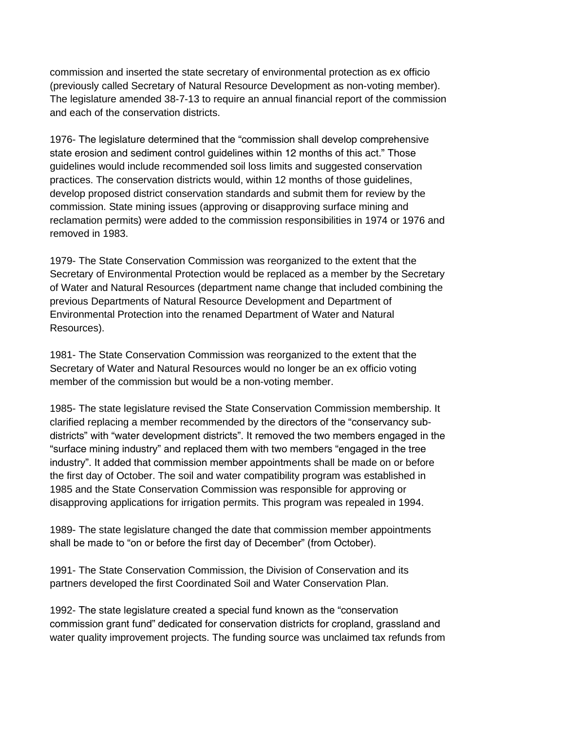commission and inserted the state secretary of environmental protection as ex officio (previously called Secretary of Natural Resource Development as non-voting member). The legislature amended 38-7-13 to require an annual financial report of the commission and each of the conservation districts.

1976- The legislature determined that the "commission shall develop comprehensive state erosion and sediment control guidelines within 12 months of this act." Those guidelines would include recommended soil loss limits and suggested conservation practices. The conservation districts would, within 12 months of those guidelines, develop proposed district conservation standards and submit them for review by the commission. State mining issues (approving or disapproving surface mining and reclamation permits) were added to the commission responsibilities in 1974 or 1976 and removed in 1983.

1979- The State Conservation Commission was reorganized to the extent that the Secretary of Environmental Protection would be replaced as a member by the Secretary of Water and Natural Resources (department name change that included combining the previous Departments of Natural Resource Development and Department of Environmental Protection into the renamed Department of Water and Natural Resources).

1981- The State Conservation Commission was reorganized to the extent that the Secretary of Water and Natural Resources would no longer be an ex officio voting member of the commission but would be a non-voting member.

1985- The state legislature revised the State Conservation Commission membership. It clarified replacing a member recommended by the directors of the "conservancy sub-districts" with "water development districts". It removed the two members engaged in the "surface mining industry" and replaced them with two members "engaged in the tree industry". It added that commission member appointments shall be made on or before the first day of October. The soil and water compatibility program was established in 1985 and the State Conservation Commission was responsible for approving or disapproving applications for irrigation permits. This program was repealed in 1994.

1989- The state legislature changed the date that commission member appointments shall be made to "on or before the first day of December" (from October).

1991- The State Conservation Commission, the Division of Conservation and its partners developed the first Coordinated Soil and Water Conservation Plan.

1992- The state legislature created a special fund known as the "conservation commission grant fund" dedicated for conservation districts for cropland, grassland and water quality improvement projects. The funding source was unclaimed tax refunds from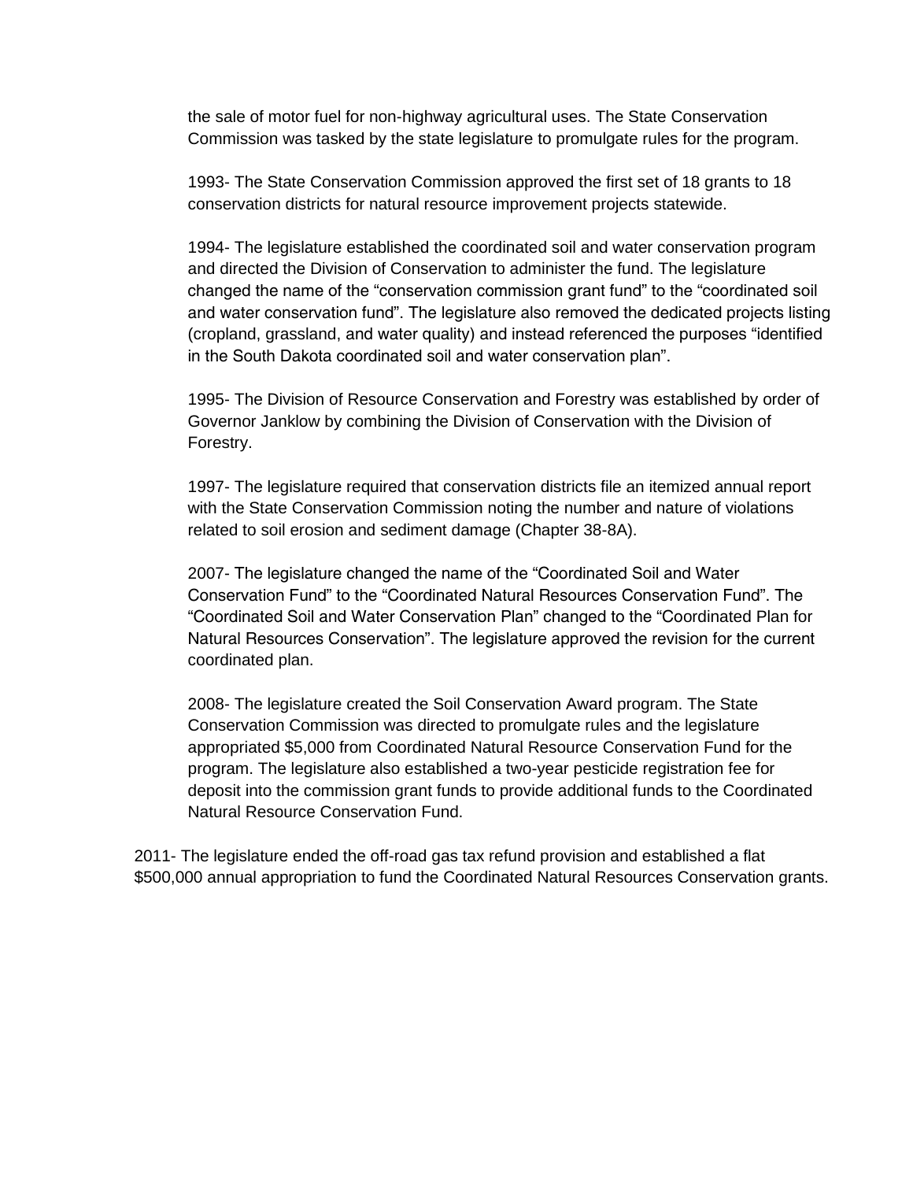the sale of motor fuel for non-highway agricultural uses. The State Conservation Commission was tasked by the state legislature to promulgate rules for the program.

1993- The State Conservation Commission approved the first set of 18 grants to 18 conservation districts for natural resource improvement projects statewide.

1994- The legislature established the coordinated soil and water conservation program and directed the Division of Conservation to administer the fund. The legislature changed the name of the "conservation commission grant fund" to the "coordinated soil and water conservation fund". The legislature also removed the dedicated projects listing (cropland, grassland, and water quality) and instead referenced the purposes "identified in the South Dakota coordinated soil and water conservation plan".

1995- The Division of Resource Conservation and Forestry was established by order of Governor Janklow by combining the Division of Conservation with the Division of Forestry.

1997- The legislature required that conservation districts file an itemized annual report with the State Conservation Commission noting the number and nature of violations related to soil erosion and sediment damage (Chapter 38-8A).

2007- The legislature changed the name of the "Coordinated Soil and Water Conservation Fund" to the "Coordinated Natural Resources Conservation Fund". The "Coordinated Soil and Water Conservation Plan" changed to the "Coordinated Plan for Natural Resources Conservation". The legislature approved the revision for the current coordinated plan.

2008- The legislature created the Soil Conservation Award program. The State Conservation Commission was directed to promulgate rules and the legislature appropriated $5,000 from Coordinated Natural Resource Conservation Fund for the program. The legislature also established a two-year pesticide registration fee for deposit into the commission grant funds to provide additional funds to the Coordinated Natural Resource Conservation Fund.

2011- The legislature ended the off-road gas tax refund provision and established a flat $500,000 annual appropriation to fund the Coordinated Natural Resources Conservation grants.